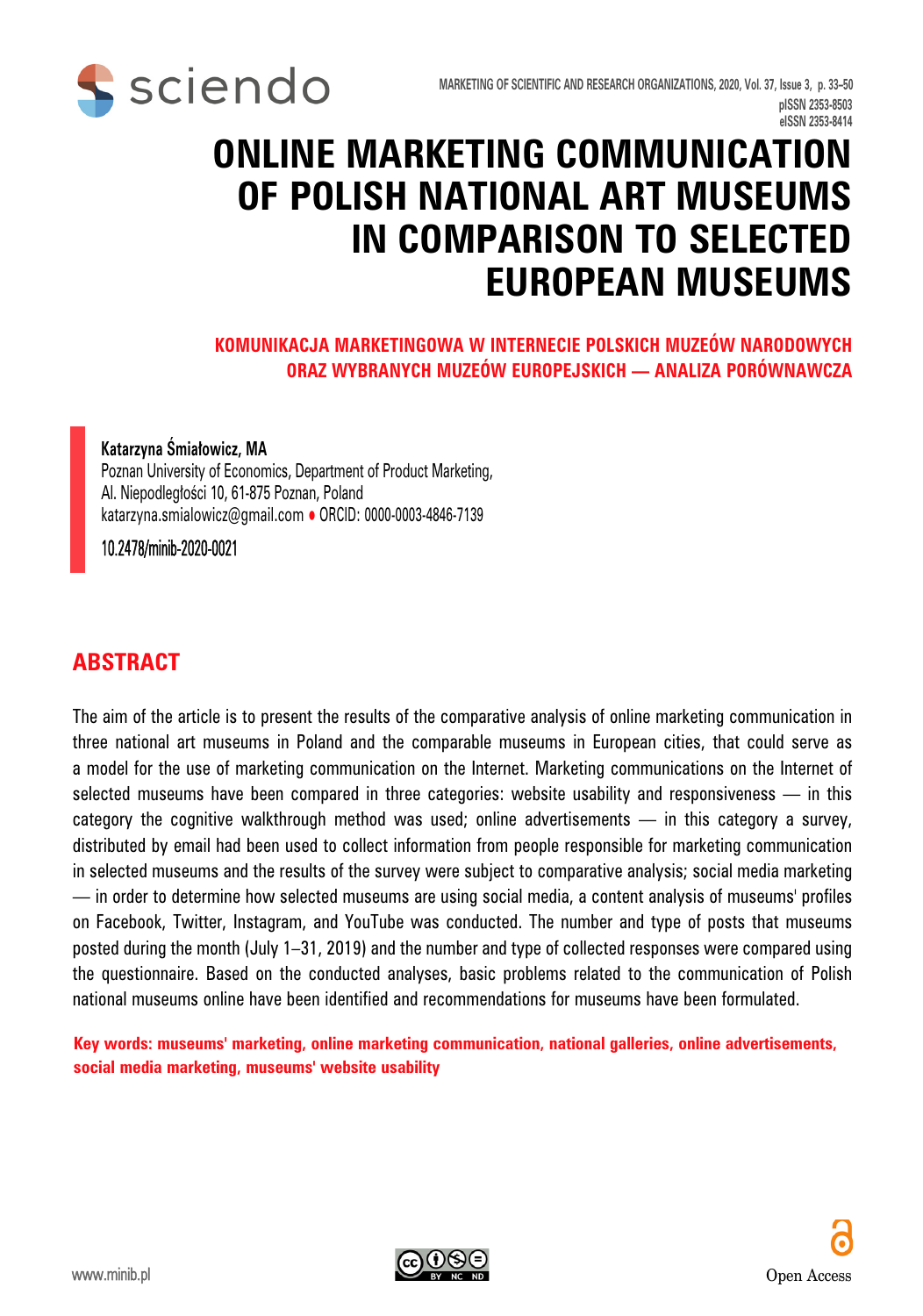# ONLINE MARKETING COMMUNICATION OF POLISH NATIONAL ART MUSEUMS IN COMPARISON TO SELECTED EUROPEAN MUSEUMS

## KOMUNIKACJA MARKETINGOWA W INTERNECIE POLSKICH MUZEÓW NARODOWYCH ORAZ WYBRANYCH MUZEÓW EUROPEJSKICH — ANALIZA PORÓWNAWCZA

**Katarzyna Śmiałowicz, MA**
Poznan University of Economics, Department of Product Marketing,
Al. Niepodległości 10, 61-875 Poznan, Poland
katarzyna.smialowicz@gmail.com • ORCID: 0000-0003-4846-7139

10.2478/minib-2020-0021

## ABSTRACT

The aim of the article is to present the results of the comparative analysis of online marketing communication in three national art museums in Poland and the comparable museums in European cities, that could serve as a model for the use of marketing communication on the Internet. Marketing communications on the Internet of selected museums have been compared in three categories: website usability and responsiveness — in this category the cognitive walkthrough method was used; online advertisements — in this category a survey, distributed by email had been used to collect information from people responsible for marketing communication in selected museums and the results of the survey were subject to comparative analysis; social media marketing — in order to determine how selected museums are using social media, a content analysis of museums' profiles on Facebook, Twitter, Instagram, and YouTube was conducted. The number and type of posts that museums posted during the month (July 1–31, 2019) and the number and type of collected responses were compared using the questionnaire. Based on the conducted analyses, basic problems related to the communication of Polish national museums online have been identified and recommendations for museums have been formulated.

**Key words: museums' marketing, online marketing communication, national galleries, online advertisements, social media marketing, museums' website usability**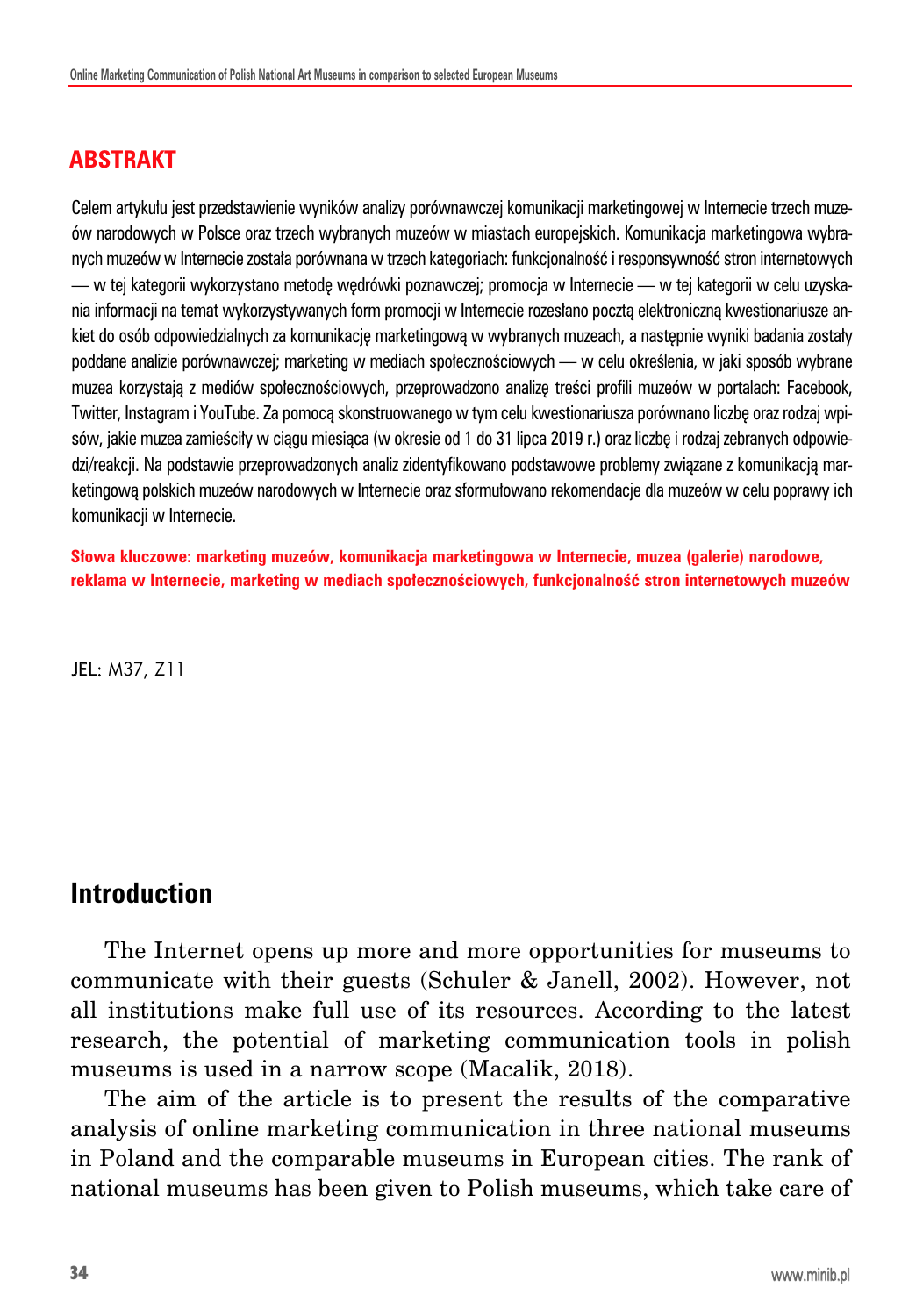## ABSTRAKT

Celem artykułu jest przedstawienie wyników analizy porównawczej komunikacji marketingowej w Internecie trzech muzeów narodowych w Polsce oraz trzech wybranych muzeów w miastach europejskich. Komunikacja marketingowa wybranych muzeów w Internecie została porównana w trzech kategoriach: funkcjonalność i responsywność stron internetowych — w tej kategorii wykorzystano metodę wędrówki poznawczej; promocja w Internecie — w tej kategorii w celu uzyskania informacji na temat wykorzystywanych form promocji w Internecie rozesłano pocztą elektroniczną kwestionariusze ankiet do osób odpowiedzialnych za komunikację marketingową w wybranych muzeach, a następnie wyniki badania zostały poddane analizie porównawczej; marketing w mediach społecznościowych — w celu określenia, w jaki sposób wybrane muzea korzystają z mediów społecznościowych, przeprowadzono analizę treści profili muzeów w portalach: Facebook, Twitter, Instagram i YouTube. Za pomocą skonstruowanego w tym celu kwestionariusza porównano liczbę oraz rodzaj wpisów, jakie muzea zamieściły w ciągu miesiąca (w okresie od 1 do 31 lipca 2019 r.) oraz liczbę i rodzaj zebranych odpowiedzi/reakcji. Na podstawie przeprowadzonych analiz zidentyfikowano podstawowe problemy związane z komunikacją marketingową polskich muzeów narodowych w Internecie oraz sformułowano rekomendacje dla muzeów w celu poprawy ich komunikacji w Internecie.

**Słowa kluczowe: marketing muzeów, komunikacja marketingowa w Internecie, muzea (galerie) narodowe, reklama w Internecie, marketing w mediach społecznościowych, funkcjonalność stron internetowych muzeów**

**JEL:** M37, Z11

## Introduction

The Internet opens up more and more opportunities for museums to communicate with their guests (Schuler & Janell, 2002). However, not all institutions make full use of its resources. According to the latest research, the potential of marketing communication tools in polish museums is used in a narrow scope (Macalik, 2018).

The aim of the article is to present the results of the comparative analysis of online marketing communication in three national museums in Poland and the comparable museums in European cities. The rank of national museums has been given to Polish museums, which take care of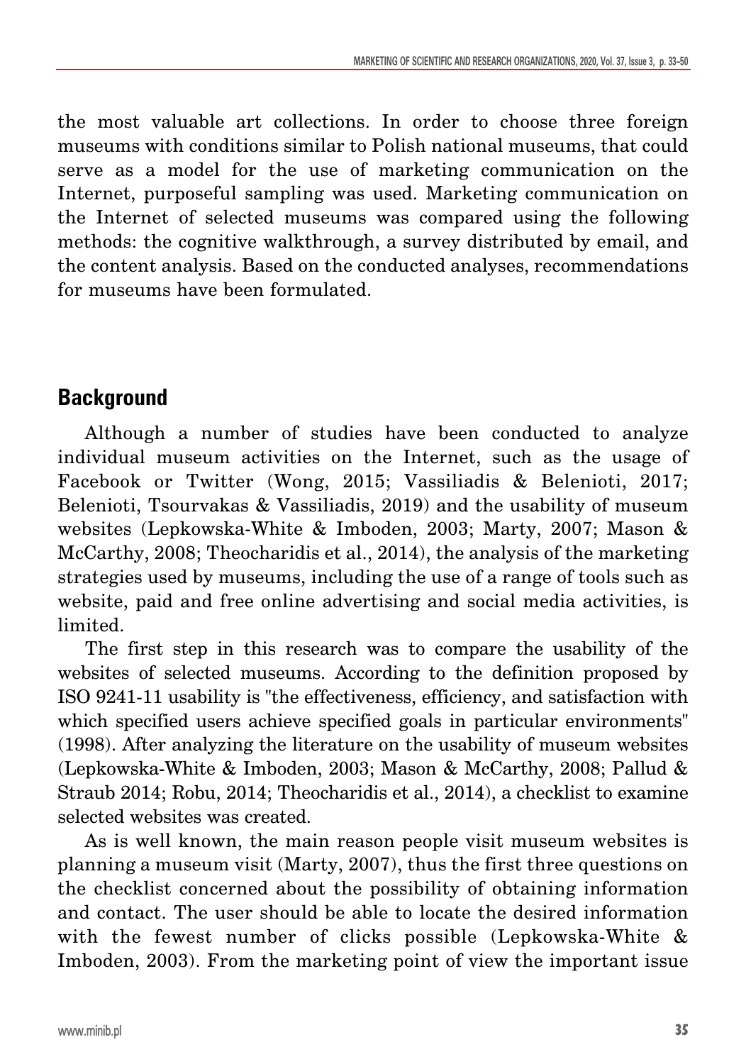the most valuable art collections. In order to choose three foreign museums with conditions similar to Polish national museums, that could serve as a model for the use of marketing communication on the Internet, purposeful sampling was used. Marketing communication on the Internet of selected museums was compared using the following methods: the cognitive walkthrough, a survey distributed by email, and the content analysis. Based on the conducted analyses, recommendations for museums have been formulated.

## Background

Although a number of studies have been conducted to analyze individual museum activities on the Internet, such as the usage of Facebook or Twitter (Wong, 2015; Vassiliadis & Belenioti, 2017; Belenioti, Tsourvakas & Vassiliadis, 2019) and the usability of museum websites (Lepkowska-White & Imboden, 2003; Marty, 2007; Mason & McCarthy, 2008; Theocharidis et al., 2014), the analysis of the marketing strategies used by museums, including the use of a range of tools such as website, paid and free online advertising and social media activities, is limited.

The first step in this research was to compare the usability of the websites of selected museums. According to the definition proposed by ISO 9241-11 usability is "the effectiveness, efficiency, and satisfaction with which specified users achieve specified goals in particular environments" (1998). After analyzing the literature on the usability of museum websites (Lepkowska-White & Imboden, 2003; Mason & McCarthy, 2008; Pallud & Straub 2014; Robu, 2014; Theocharidis et al., 2014), a checklist to examine selected websites was created.

As is well known, the main reason people visit museum websites is planning a museum visit (Marty, 2007), thus the first three questions on the checklist concerned about the possibility of obtaining information and contact. The user should be able to locate the desired information with the fewest number of clicks possible (Lepkowska-White & Imboden, 2003). From the marketing point of view the important issue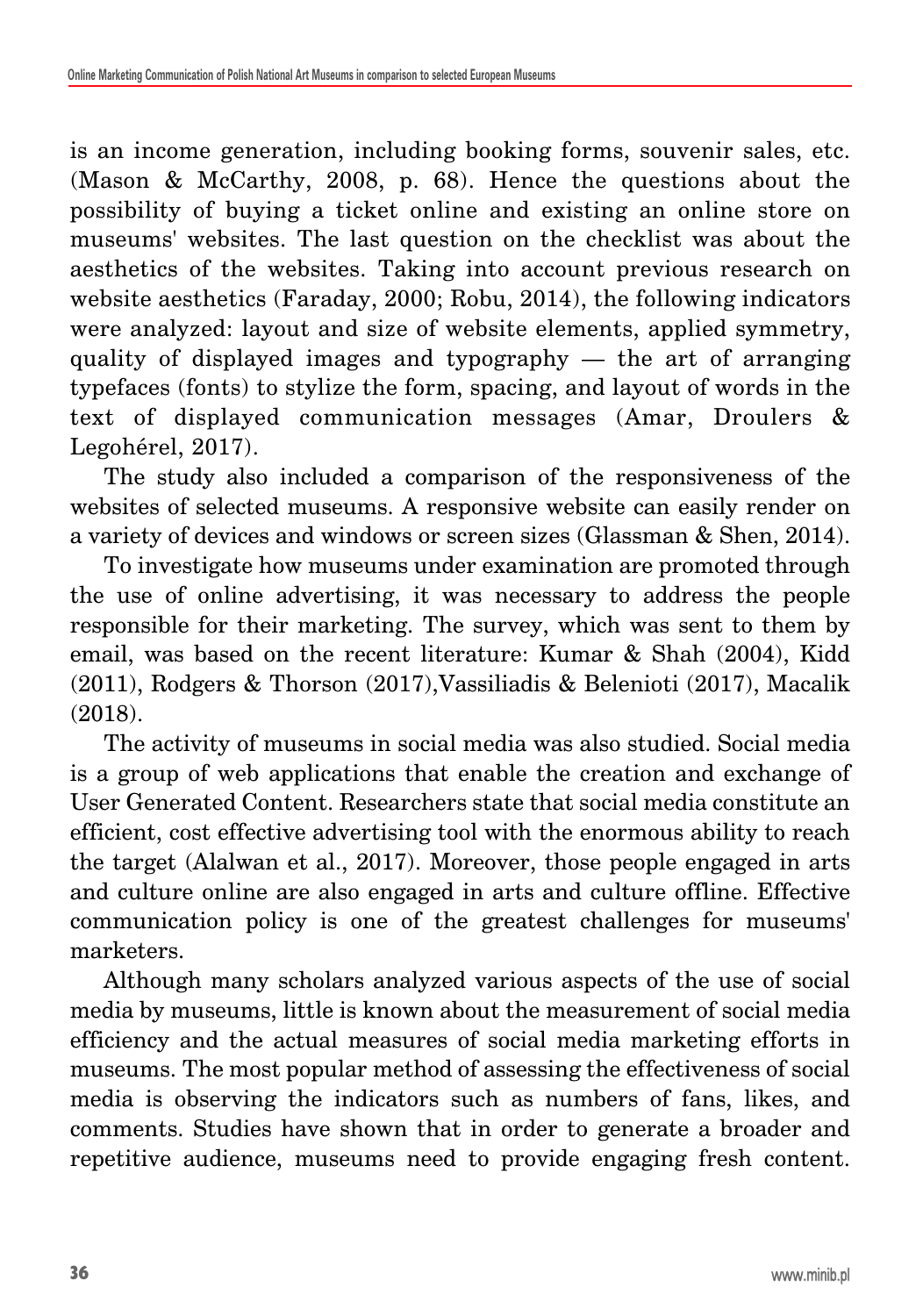is an income generation, including booking forms, souvenir sales, etc. (Mason & McCarthy, 2008, p. 68). Hence the questions about the possibility of buying a ticket online and existing an online store on museums' websites. The last question on the checklist was about the aesthetics of the websites. Taking into account previous research on website aesthetics (Faraday, 2000; Robu, 2014), the following indicators were analyzed: layout and size of website elements, applied symmetry, quality of displayed images and typography — the art of arranging typefaces (fonts) to stylize the form, spacing, and layout of words in the text of displayed communication messages (Amar, Droulers & Legohérel, 2017).

The study also included a comparison of the responsiveness of the websites of selected museums. A responsive website can easily render on a variety of devices and windows or screen sizes (Glassman & Shen, 2014).

To investigate how museums under examination are promoted through the use of online advertising, it was necessary to address the people responsible for their marketing. The survey, which was sent to them by email, was based on the recent literature: Kumar & Shah (2004), Kidd (2011), Rodgers & Thorson (2017),Vassiliadis & Belenioti (2017), Macalik (2018).

The activity of museums in social media was also studied. Social media is a group of web applications that enable the creation and exchange of User Generated Content. Researchers state that social media constitute an efficient, cost effective advertising tool with the enormous ability to reach the target (Alalwan et al., 2017). Moreover, those people engaged in arts and culture online are also engaged in arts and culture offline. Effective communication policy is one of the greatest challenges for museums' marketers.

Although many scholars analyzed various aspects of the use of social media by museums, little is known about the measurement of social media efficiency and the actual measures of social media marketing efforts in museums. The most popular method of assessing the effectiveness of social media is observing the indicators such as numbers of fans, likes, and comments. Studies have shown that in order to generate a broader and repetitive audience, museums need to provide engaging fresh content.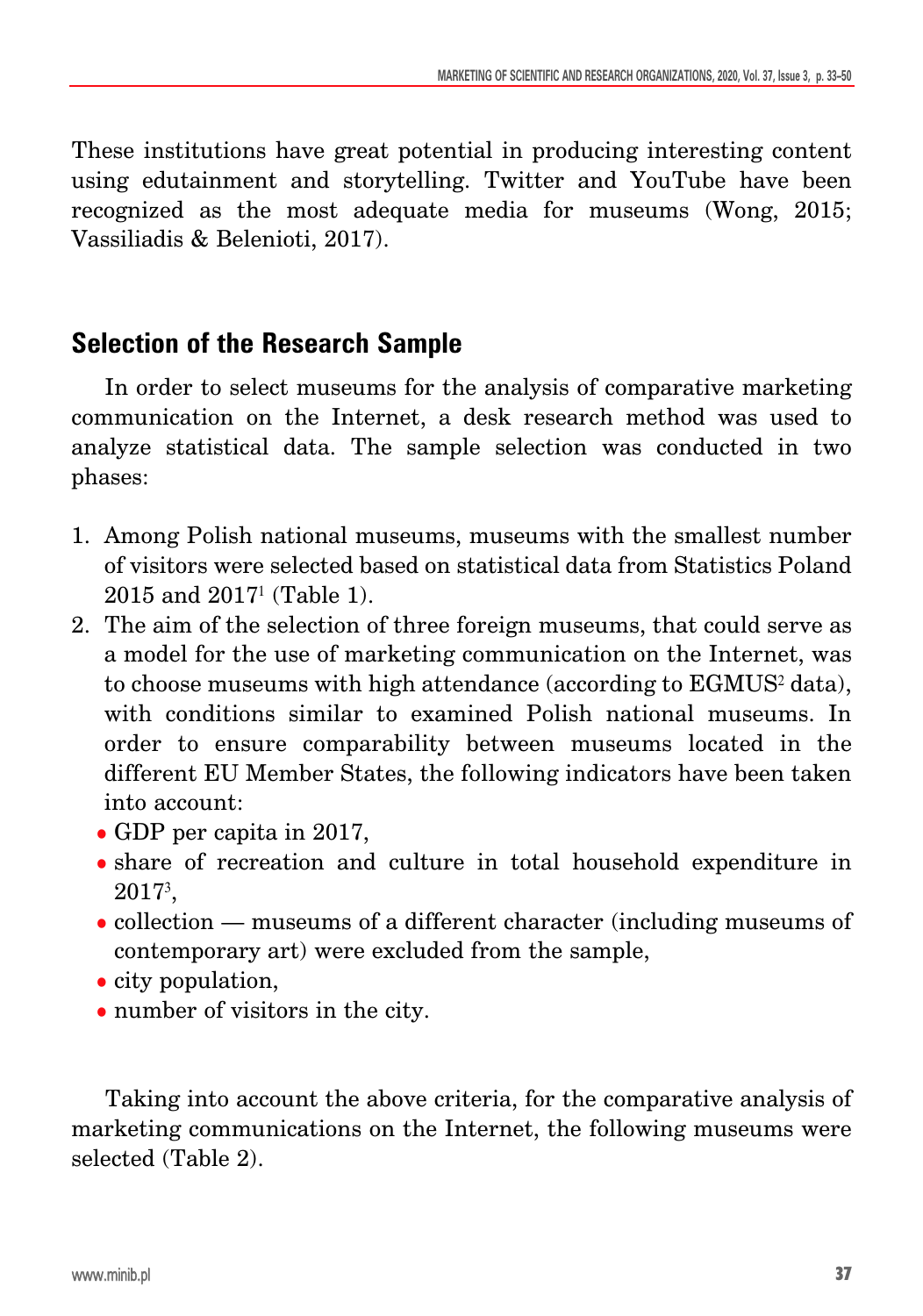These institutions have great potential in producing interesting content using edutainment and storytelling. Twitter and YouTube have been recognized as the most adequate media for museums (Wong, 2015; Vassiliadis & Belenioti, 2017).

## Selection of the Research Sample

In order to select museums for the analysis of comparative marketing communication on the Internet, a desk research method was used to analyze statistical data. The sample selection was conducted in two phases:

1. Among Polish national museums, museums with the smallest number of visitors were selected based on statistical data from Statistics Poland 2015 and 2017[1] (Table 1).
2. The aim of the selection of three foreign museums, that could serve as a model for the use of marketing communication on the Internet, was to choose museums with high attendance (according to EGMUS[2] data), with conditions similar to examined Polish national museums. In order to ensure comparability between museums located in the different EU Member States, the following indicators have been taken into account:
   - GDP per capita in 2017,
   - share of recreation and culture in total household expenditure in 2017[3],
   - collection — museums of a different character (including museums of contemporary art) were excluded from the sample,
   - city population,
   - number of visitors in the city.

Taking into account the above criteria, for the comparative analysis of marketing communications on the Internet, the following museums were selected (Table 2).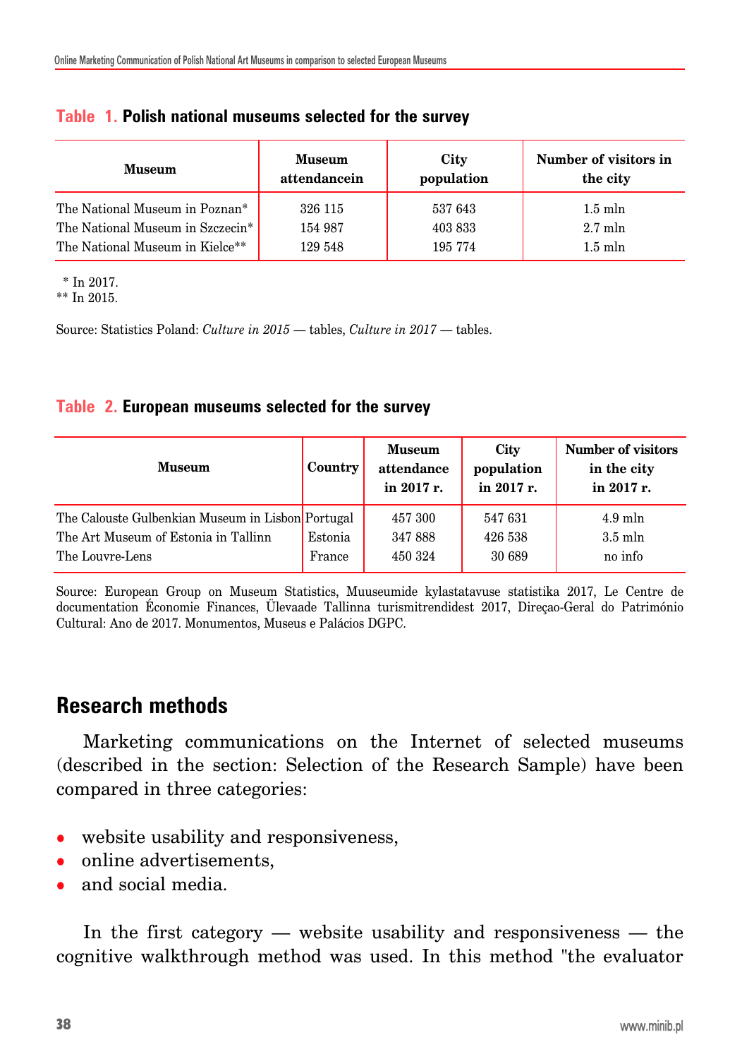**Table 1. Polish national museums selected for the survey**

| Museum | Museum attendancein | City population | Number of visitors in the city |
|---|---|---|---|
| The National Museum in Poznan* | 326 115 | 537 643 | 1.5 mln |
| The National Museum in Szczecin* | 154 987 | 403 833 | 2.7 mln |
| The National Museum in Kielce** | 129 548 | 195 774 | 1.5 mln |

\* In 2017.
** In 2015.

Source: Statistics Poland: *Culture in 2015* — tables, *Culture in 2017* — tables.

**Table 2. European museums selected for the survey**

| Museum | Country | Museum attendance in 2017 r. | City population in 2017 r. | Number of visitors in the city in 2017 r. |
|---|---|---|---|---|
| The Calouste Gulbenkian Museum in Lisbon | Portugal | 457 300 | 547 631 | 4.9 mln |
| The Art Museum of Estonia in Tallinn | Estonia | 347 888 | 426 538 | 3.5 mln |
| The Louvre-Lens | France | 450 324 | 30 689 | no info |

Source: European Group on Museum Statistics, Muuseumide kylastatavuse statistika 2017, Le Centre de documentation Économie Finances, Ülevaade Tallinna turismitrendidest 2017, Direçao-Geral do Património Cultural: Ano de 2017. Monumentos, Museus e Palácios DGPC.

## Research methods

Marketing communications on the Internet of selected museums (described in the section: Selection of the Research Sample) have been compared in three categories:

- website usability and responsiveness,
- online advertisements,
- and social media.

In the first category — website usability and responsiveness — the cognitive walkthrough method was used. In this method "the evaluator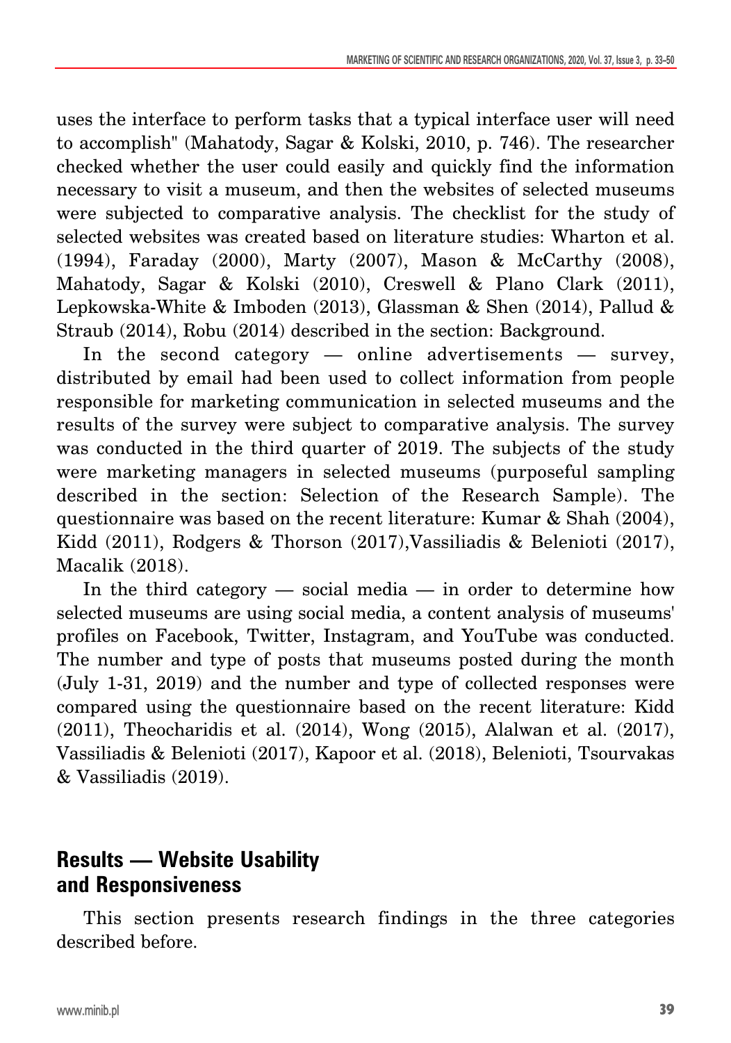uses the interface to perform tasks that a typical interface user will need to accomplish" (Mahatody, Sagar & Kolski, 2010, p. 746). The researcher checked whether the user could easily and quickly find the information necessary to visit a museum, and then the websites of selected museums were subjected to comparative analysis. The checklist for the study of selected websites was created based on literature studies: Wharton et al. (1994), Faraday (2000), Marty (2007), Mason & McCarthy (2008), Mahatody, Sagar & Kolski (2010), Creswell & Plano Clark (2011), Lepkowska-White & Imboden (2013), Glassman & Shen (2014), Pallud & Straub (2014), Robu (2014) described in the section: Background.

In the second category — online advertisements — survey, distributed by email had been used to collect information from people responsible for marketing communication in selected museums and the results of the survey were subject to comparative analysis. The survey was conducted in the third quarter of 2019. The subjects of the study were marketing managers in selected museums (purposeful sampling described in the section: Selection of the Research Sample). The questionnaire was based on the recent literature: Kumar & Shah (2004), Kidd (2011), Rodgers & Thorson (2017),Vassiliadis & Belenioti (2017), Macalik (2018).

In the third category — social media — in order to determine how selected museums are using social media, a content analysis of museums' profiles on Facebook, Twitter, Instagram, and YouTube was conducted. The number and type of posts that museums posted during the month (July 1-31, 2019) and the number and type of collected responses were compared using the questionnaire based on the recent literature: Kidd (2011), Theocharidis et al. (2014), Wong (2015), Alalwan et al. (2017), Vassiliadis & Belenioti (2017), Kapoor et al. (2018), Belenioti, Tsourvakas & Vassiliadis (2019).

## Results — Website Usability and Responsiveness

This section presents research findings in the three categories described before.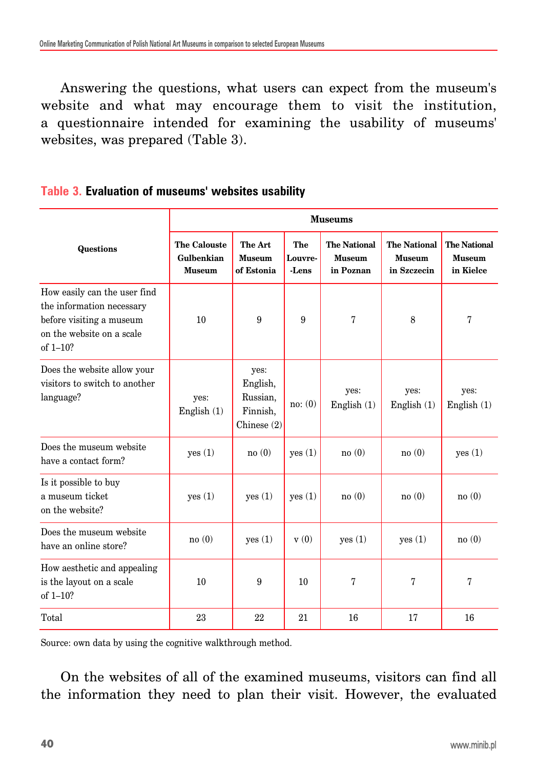Answering the questions, what users can expect from the museum's website and what may encourage them to visit the institution, a questionnaire intended for examining the usability of museums' websites, was prepared (Table 3).

**Table 3. Evaluation of museums' websites usability**

| Questions | Museums | | | | | |
|---|---|---|---|---|---|---|
| | **The Calouste Gulbenkian Museum** | **The Art Museum of Estonia** | **The Louvre--Lens** | **The National Museum in Poznan** | **The National Museum in Szczecin** | **The National Museum in Kielce** |
| How easily can the user find the information necessary before visiting a museum on the website on a scale of 1–10? | 10 | 9 | 9 | 7 | 8 | 7 |
| Does the website allow your visitors to switch to another language? | yes: English (1) | yes: English, Russian, Finnish, Chinese (2) | no: (0) | yes: English (1) | yes: English (1) | yes: English (1) |
| Does the museum website have a contact form? | yes (1) | no (0) | yes (1) | no (0) | no (0) | yes (1) |
| Is it possible to buy a museum ticket on the website? | yes (1) | yes (1) | yes (1) | no (0) | no (0) | no (0) |
| Does the museum website have an online store? | no (0) | yes (1) | v (0) | yes (1) | yes (1) | no (0) |
| How aesthetic and appealing is the layout on a scale of 1–10? | 10 | 9 | 10 | 7 | 7 | 7 |
| Total | 23 | 22 | 21 | 16 | 17 | 16 |

Source: own data by using the cognitive walkthrough method.

On the websites of all of the examined museums, visitors can find all the information they need to plan their visit. However, the evaluated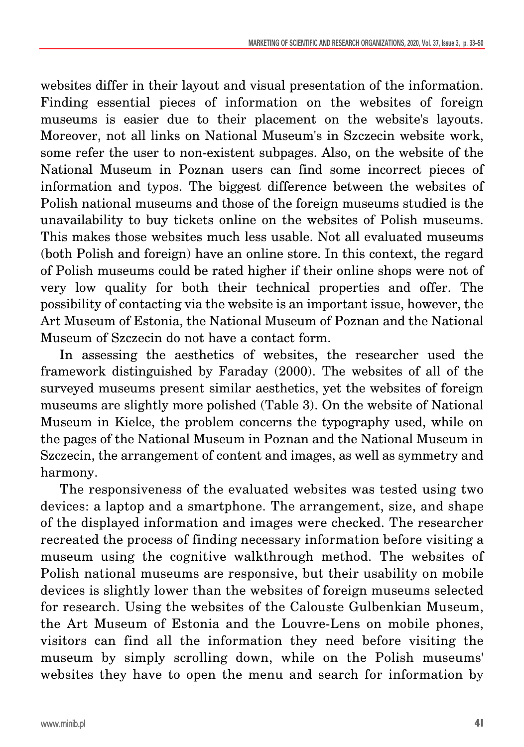websites differ in their layout and visual presentation of the information. Finding essential pieces of information on the websites of foreign museums is easier due to their placement on the website's layouts. Moreover, not all links on National Museum's in Szczecin website work, some refer the user to non-existent subpages. Also, on the website of the National Museum in Poznan users can find some incorrect pieces of information and typos. The biggest difference between the websites of Polish national museums and those of the foreign museums studied is the unavailability to buy tickets online on the websites of Polish museums. This makes those websites much less usable. Not all evaluated museums (both Polish and foreign) have an online store. In this context, the regard of Polish museums could be rated higher if their online shops were not of very low quality for both their technical properties and offer. The possibility of contacting via the website is an important issue, however, the Art Museum of Estonia, the National Museum of Poznan and the National Museum of Szczecin do not have a contact form.

In assessing the aesthetics of websites, the researcher used the framework distinguished by Faraday (2000). The websites of all of the surveyed museums present similar aesthetics, yet the websites of foreign museums are slightly more polished (Table 3). On the website of National Museum in Kielce, the problem concerns the typography used, while on the pages of the National Museum in Poznan and the National Museum in Szczecin, the arrangement of content and images, as well as symmetry and harmony.

The responsiveness of the evaluated websites was tested using two devices: a laptop and a smartphone. The arrangement, size, and shape of the displayed information and images were checked. The researcher recreated the process of finding necessary information before visiting a museum using the cognitive walkthrough method. The websites of Polish national museums are responsive, but their usability on mobile devices is slightly lower than the websites of foreign museums selected for research. Using the websites of the Calouste Gulbenkian Museum, the Art Museum of Estonia and the Louvre-Lens on mobile phones, visitors can find all the information they need before visiting the museum by simply scrolling down, while on the Polish museums' websites they have to open the menu and search for information by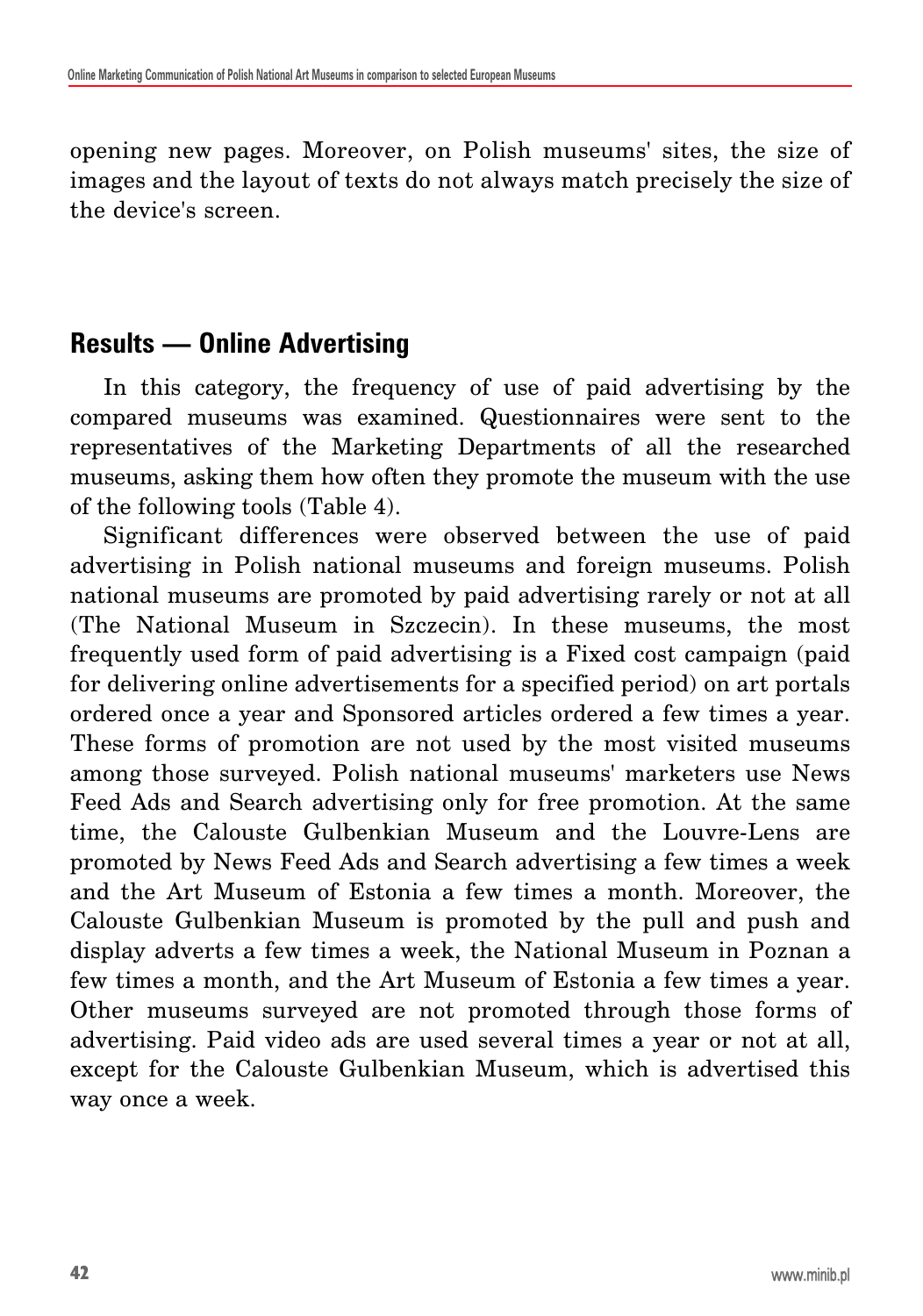opening new pages. Moreover, on Polish museums' sites, the size of images and the layout of texts do not always match precisely the size of the device's screen.

## Results — Online Advertising

In this category, the frequency of use of paid advertising by the compared museums was examined. Questionnaires were sent to the representatives of the Marketing Departments of all the researched museums, asking them how often they promote the museum with the use of the following tools (Table 4).

Significant differences were observed between the use of paid advertising in Polish national museums and foreign museums. Polish national museums are promoted by paid advertising rarely or not at all (The National Museum in Szczecin). In these museums, the most frequently used form of paid advertising is a Fixed cost campaign (paid for delivering online advertisements for a specified period) on art portals ordered once a year and Sponsored articles ordered a few times a year. These forms of promotion are not used by the most visited museums among those surveyed. Polish national museums' marketers use News Feed Ads and Search advertising only for free promotion. At the same time, the Calouste Gulbenkian Museum and the Louvre-Lens are promoted by News Feed Ads and Search advertising a few times a week and the Art Museum of Estonia a few times a month. Moreover, the Calouste Gulbenkian Museum is promoted by the pull and push and display adverts a few times a week, the National Museum in Poznan a few times a month, and the Art Museum of Estonia a few times a year. Other museums surveyed are not promoted through those forms of advertising. Paid video ads are used several times a year or not at all, except for the Calouste Gulbenkian Museum, which is advertised this way once a week.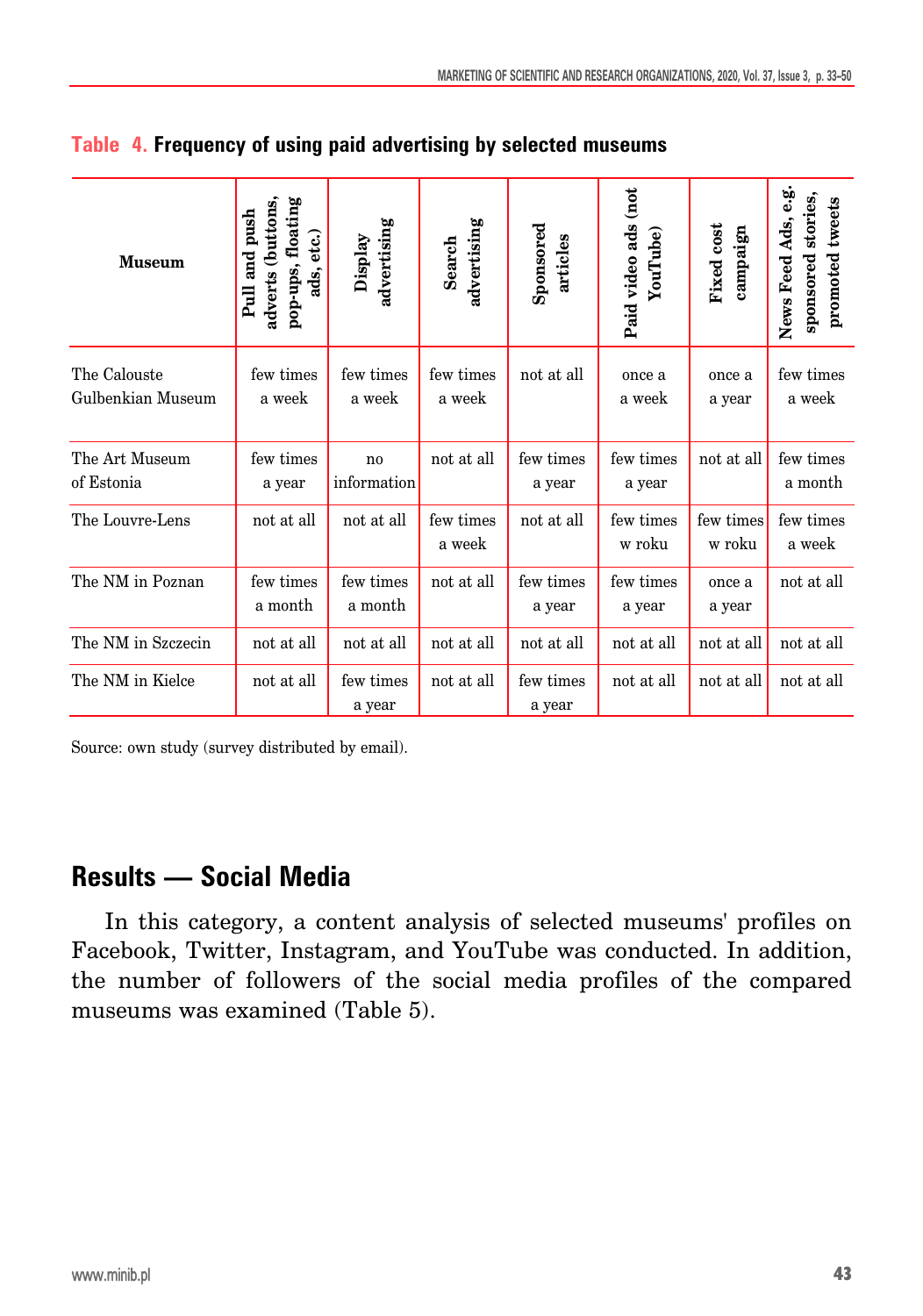**Table 4. Frequency of using paid advertising by selected museums**

| Museum | Pull and push adverts (buttons, pop-ups, floating ads, etc.) | Display advertising | Search advertising | Sponsored articles | Paid video ads (not YouTube) | Fixed cost campaign | News Feed Ads, e.g. sponsored stories, promoted tweets |
|---|---|---|---|---|---|---|---|
| The Calouste Gulbenkian Museum | few times a week | few times a week | few times a week | not at all | once a a week | once a a year | few times a week |
| The Art Museum of Estonia | few times a year | no information | not at all | few times a year | few times a year | not at all | few times a month |
| The Louvre-Lens | not at all | not at all | few times a week | not at all | few times w roku | few times w roku | few times a week |
| The NM in Poznan | few times a month | few times a month | not at all | few times a year | few times a year | once a a year | not at all |
| The NM in Szczecin | not at all | not at all | not at all | not at all | not at all | not at all | not at all |
| The NM in Kielce | not at all | few times a year | not at all | few times a year | not at all | not at all | not at all |

Source: own study (survey distributed by email).

## Results — Social Media

In this category, a content analysis of selected museums' profiles on Facebook, Twitter, Instagram, and YouTube was conducted. In addition, the number of followers of the social media profiles of the compared museums was examined (Table 5).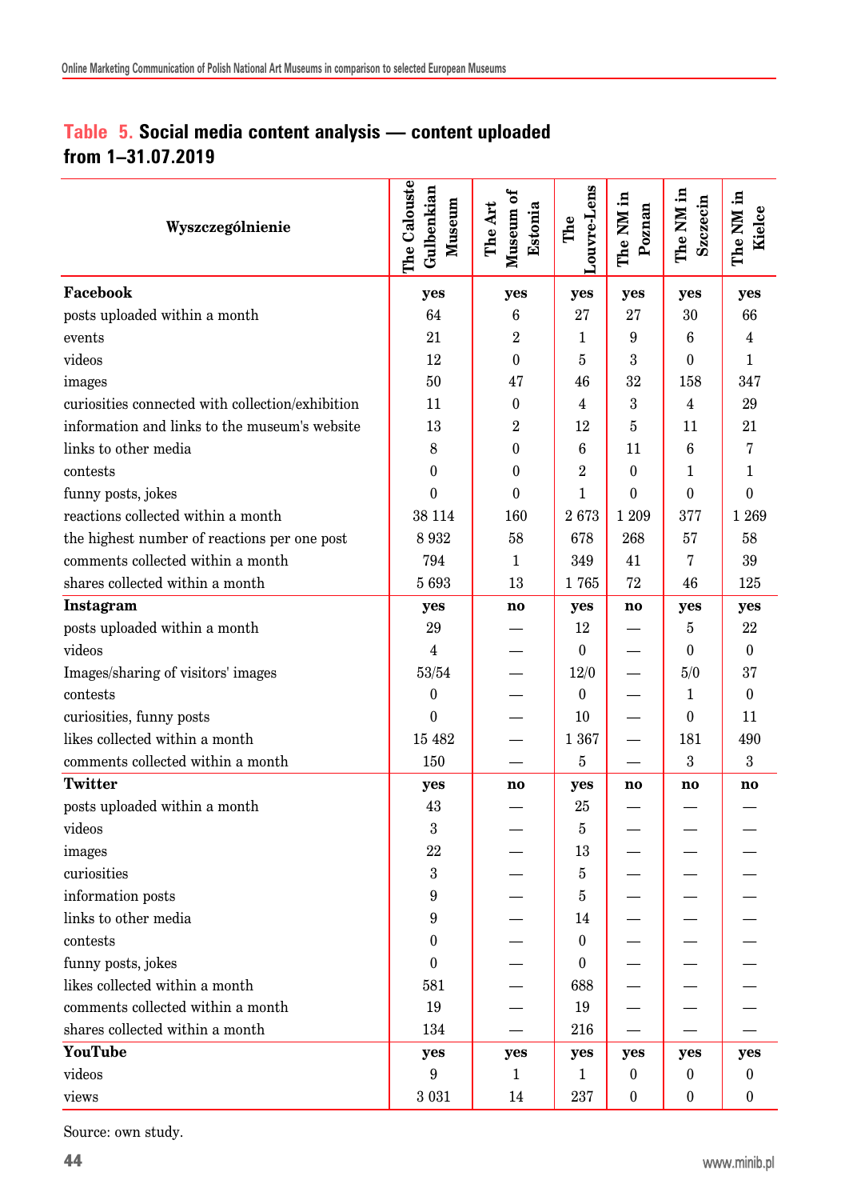**Table 5. Social media content analysis — content uploaded from 1–31.07.2019**

| Wyszczególnienie | The Calouste Gulbenkian Museum | The Art Museum of Estonia | The Louvre-Lens | The NM in Poznan | The NM in Szczecin | The NM in Kielce |
|---|---|---|---|---|---|---|
| **Facebook** | **yes** | **yes** | **yes** | **yes** | **yes** | **yes** |
| posts uploaded within a month | 64 | 6 | 27 | 27 | 30 | 66 |
| events | 21 | 2 | 1 | 9 | 6 | 4 |
| videos | 12 | 0 | 5 | 3 | 0 | 1 |
| images | 50 | 47 | 46 | 32 | 158 | 347 |
| curiosities connected with collection/exhibition | 11 | 0 | 4 | 3 | 4 | 29 |
| information and links to the museum's website | 13 | 2 | 12 | 5 | 11 | 21 |
| links to other media | 8 | 0 | 6 | 11 | 6 | 7 |
| contests | 0 | 0 | 2 | 0 | 1 | 1 |
| funny posts, jokes | 0 | 0 | 1 | 0 | 0 | 0 |
| reactions collected within a month | 38 114 | 160 | 2 673 | 1 209 | 377 | 1 269 |
| the highest number of reactions per one post | 8 932 | 58 | 678 | 268 | 57 | 58 |
| comments collected within a month | 794 | 1 | 349 | 41 | 7 | 39 |
| shares collected within a month | 5 693 | 13 | 1 765 | 72 | 46 | 125 |
| **Instagram** | **yes** | **no** | **yes** | **no** | **yes** | **yes** |
| posts uploaded within a month | 29 | — | 12 | — | 5 | 22 |
| videos | 4 | — | 0 | — | 0 | 0 |
| Images/sharing of visitors' images | 53/54 | — | 12/0 | — | 5/0 | 37 |
| contests | 0 | — | 0 | — | 1 | 0 |
| curiosities, funny posts | 0 | — | 10 | — | 0 | 11 |
| likes collected within a month | 15 482 | — | 1 367 | — | 181 | 490 |
| comments collected within a month | 150 | — | 5 | — | 3 | 3 |
| **Twitter** | **yes** | **no** | **yes** | **no** | **no** | **no** |
| posts uploaded within a month | 43 | — | 25 | — | — | — |
| videos | 3 | — | 5 | — | — | — |
| images | 22 | — | 13 | — | — | — |
| curiosities | 3 | — | 5 | — | — | — |
| information posts | 9 | — | 5 | — | — | — |
| links to other media | 9 | — | 14 | — | — | — |
| contests | 0 | — | 0 | — | — | — |
| funny posts, jokes | 0 | — | 0 | — | — | — |
| likes collected within a month | 581 | — | 688 | — | — | — |
| comments collected within a month | 19 | — | 19 | — | — | — |
| shares collected within a month | 134 | — | 216 | — | — | — |
| **YouTube** | **yes** | **yes** | **yes** | **yes** | **yes** | **yes** |
| videos | 9 | 1 | 1 | 0 | 0 | 0 |
| views | 3 031 | 14 | 237 | 0 | 0 | 0 |

Source: own study.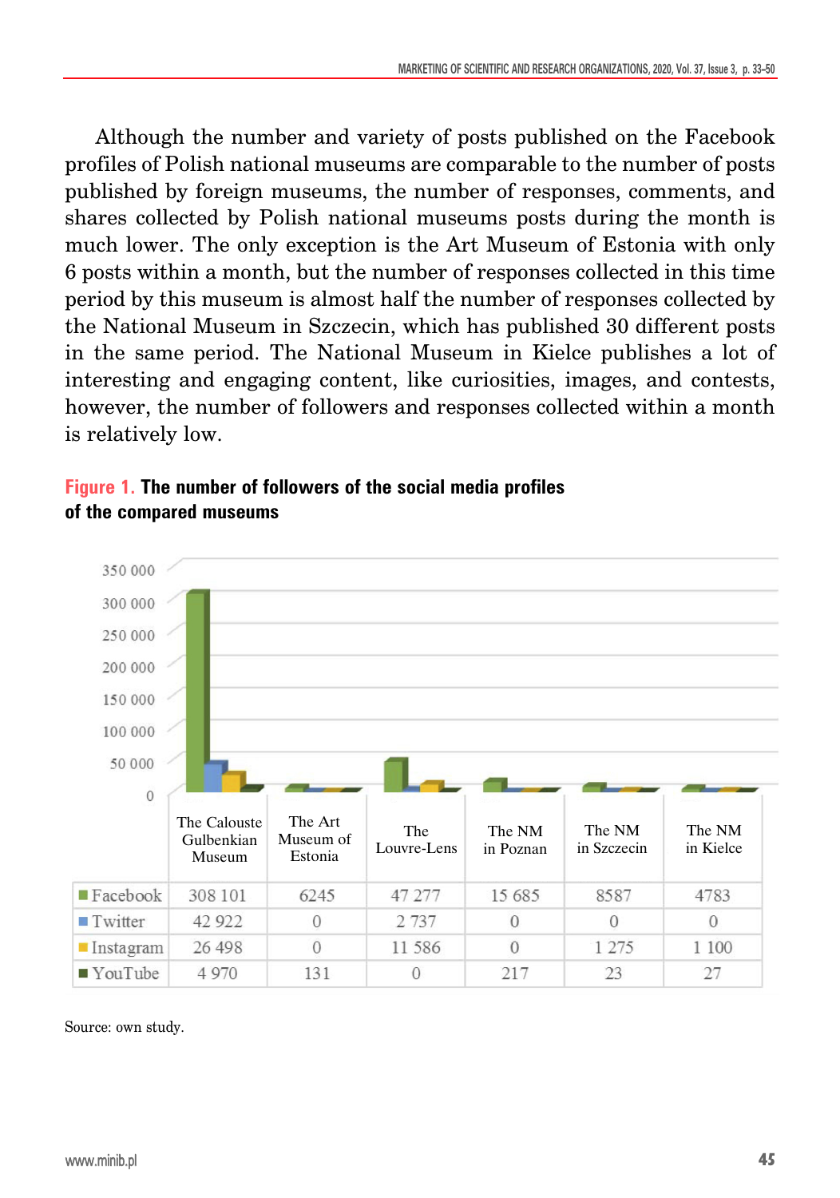Although the number and variety of posts published on the Facebook profiles of Polish national museums are comparable to the number of posts published by foreign museums, the number of responses, comments, and shares collected by Polish national museums posts during the month is much lower. The only exception is the Art Museum of Estonia with only 6 posts within a month, but the number of responses collected in this time period by this museum is almost half the number of responses collected by the National Museum in Szczecin, which has published 30 different posts in the same period. The National Museum in Kielce publishes a lot of interesting and engaging content, like curiosities, images, and contests, however, the number of followers and responses collected within a month is relatively low.

**Figure 1. The number of followers of the social media profiles of the compared museums**

| | The Calouste Gulbenkian Museum | The Art Museum of Estonia | The Louvre-Lens | The NM in Poznan | The NM in Szczecin | The NM in Kielce |
|---|---|---|---|---|---|---|
| Facebook | 308 101 | 6245 | 47 277 | 15 685 | 8587 | 4783 |
| Twitter | 42 922 | 0 | 2 737 | 0 | 0 | 0 |
| Instagram | 26 498 | 0 | 11 586 | 0 | 1 275 | 1 100 |
| YouTube | 4 970 | 131 | 0 | 217 | 23 | 27 |

Source: own study.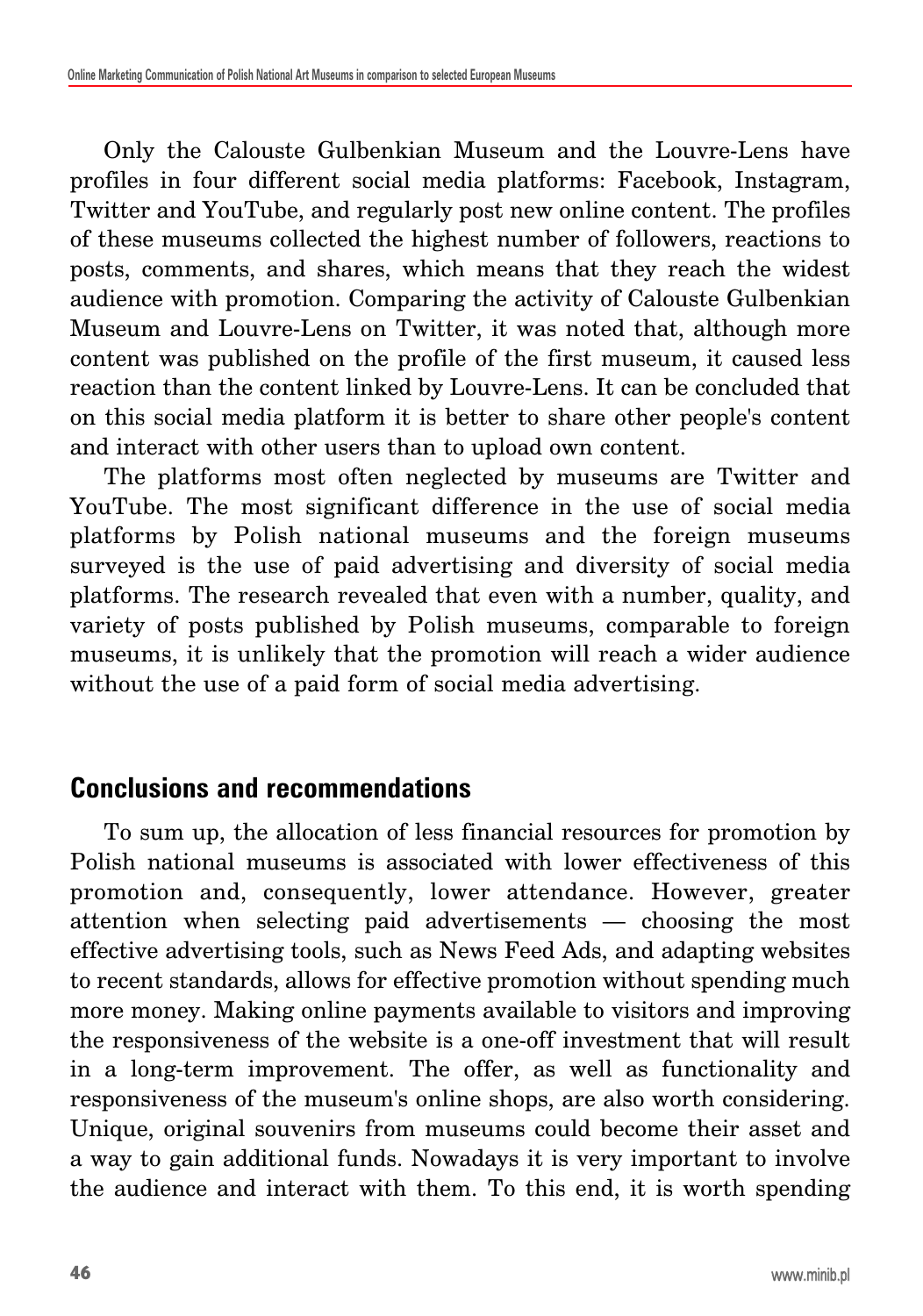Only the Calouste Gulbenkian Museum and the Louvre-Lens have profiles in four different social media platforms: Facebook, Instagram, Twitter and YouTube, and regularly post new online content. The profiles of these museums collected the highest number of followers, reactions to posts, comments, and shares, which means that they reach the widest audience with promotion. Comparing the activity of Calouste Gulbenkian Museum and Louvre-Lens on Twitter, it was noted that, although more content was published on the profile of the first museum, it caused less reaction than the content linked by Louvre-Lens. It can be concluded that on this social media platform it is better to share other people's content and interact with other users than to upload own content.

The platforms most often neglected by museums are Twitter and YouTube. The most significant difference in the use of social media platforms by Polish national museums and the foreign museums surveyed is the use of paid advertising and diversity of social media platforms. The research revealed that even with a number, quality, and variety of posts published by Polish museums, comparable to foreign museums, it is unlikely that the promotion will reach a wider audience without the use of a paid form of social media advertising.

## Conclusions and recommendations

To sum up, the allocation of less financial resources for promotion by Polish national museums is associated with lower effectiveness of this promotion and, consequently, lower attendance. However, greater attention when selecting paid advertisements — choosing the most effective advertising tools, such as News Feed Ads, and adapting websites to recent standards, allows for effective promotion without spending much more money. Making online payments available to visitors and improving the responsiveness of the website is a one-off investment that will result in a long-term improvement. The offer, as well as functionality and responsiveness of the museum's online shops, are also worth considering. Unique, original souvenirs from museums could become their asset and a way to gain additional funds. Nowadays it is very important to involve the audience and interact with them. To this end, it is worth spending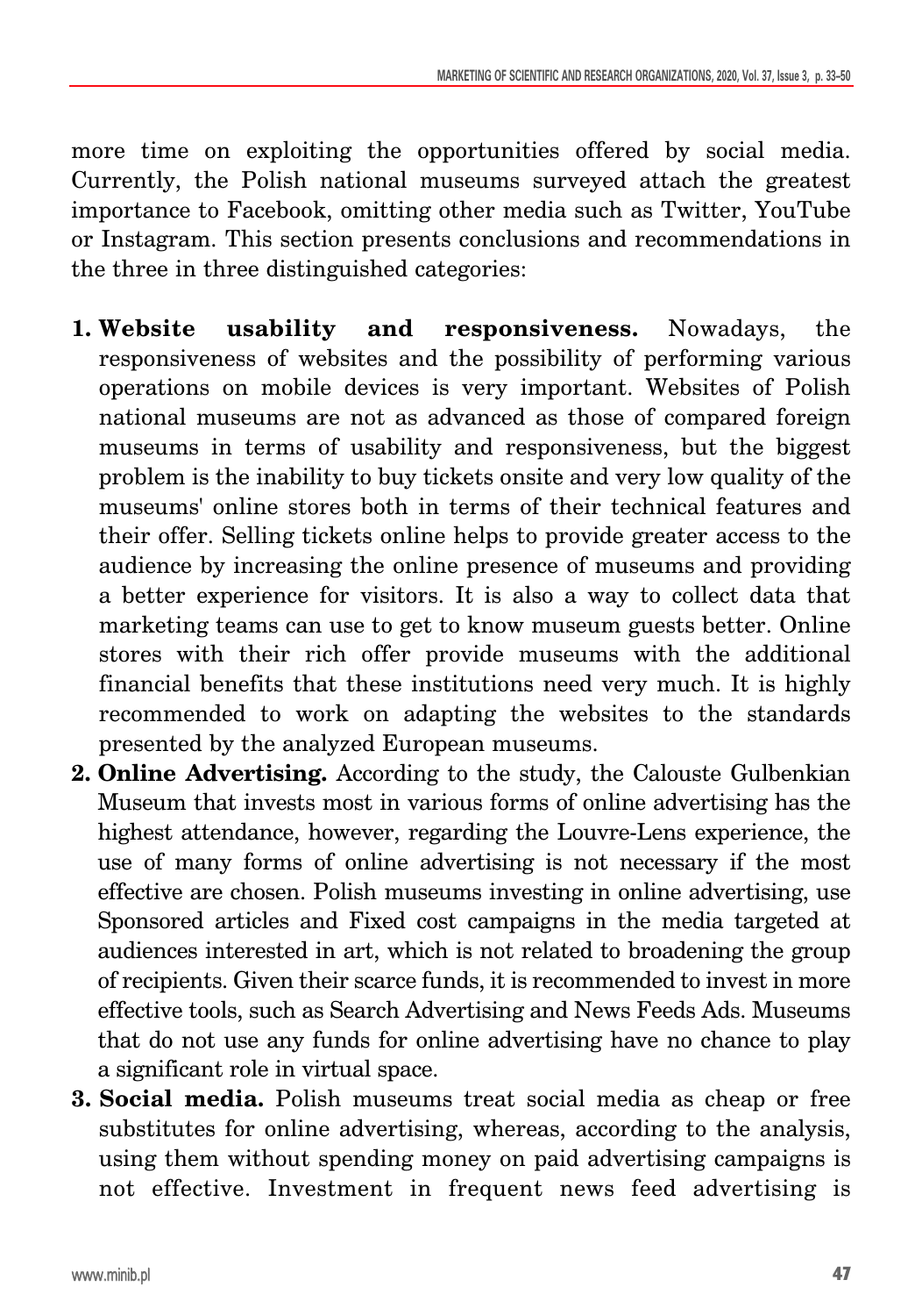more time on exploiting the opportunities offered by social media. Currently, the Polish national museums surveyed attach the greatest importance to Facebook, omitting other media such as Twitter, YouTube or Instagram. This section presents conclusions and recommendations in the three in three distinguished categories:

1. **Website usability and responsiveness.** Nowadays, the responsiveness of websites and the possibility of performing various operations on mobile devices is very important. Websites of Polish national museums are not as advanced as those of compared foreign museums in terms of usability and responsiveness, but the biggest problem is the inability to buy tickets onsite and very low quality of the museums' online stores both in terms of their technical features and their offer. Selling tickets online helps to provide greater access to the audience by increasing the online presence of museums and providing a better experience for visitors. It is also a way to collect data that marketing teams can use to get to know museum guests better. Online stores with their rich offer provide museums with the additional financial benefits that these institutions need very much. It is highly recommended to work on adapting the websites to the standards presented by the analyzed European museums.
2. **Online Advertising.** According to the study, the Calouste Gulbenkian Museum that invests most in various forms of online advertising has the highest attendance, however, regarding the Louvre-Lens experience, the use of many forms of online advertising is not necessary if the most effective are chosen. Polish museums investing in online advertising, use Sponsored articles and Fixed cost campaigns in the media targeted at audiences interested in art, which is not related to broadening the group of recipients. Given their scarce funds, it is recommended to invest in more effective tools, such as Search Advertising and News Feeds Ads. Museums that do not use any funds for online advertising have no chance to play a significant role in virtual space.
3. **Social media.** Polish museums treat social media as cheap or free substitutes for online advertising, whereas, according to the analysis, using them without spending money on paid advertising campaigns is not effective. Investment in frequent news feed advertising is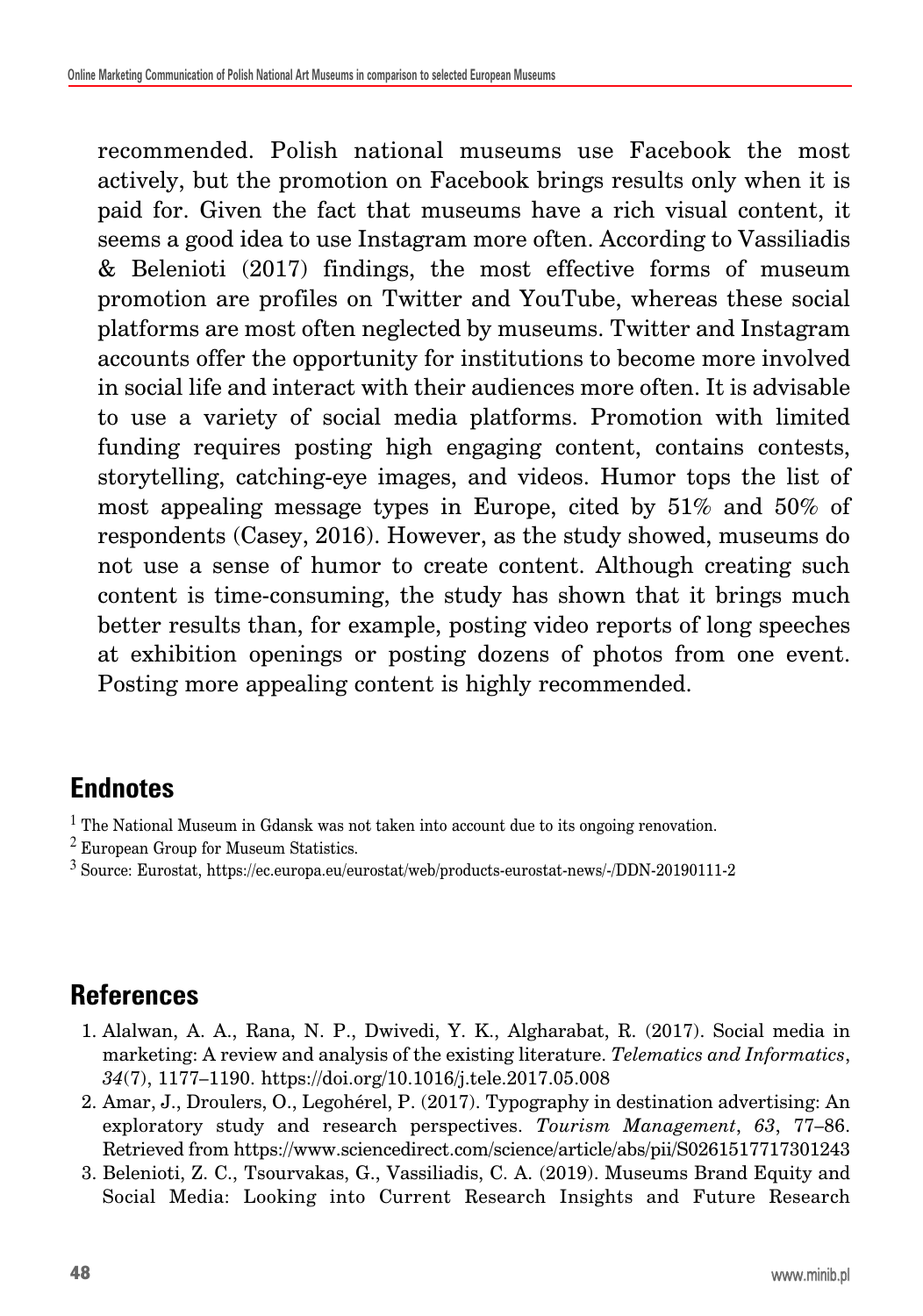recommended. Polish national museums use Facebook the most actively, but the promotion on Facebook brings results only when it is paid for. Given the fact that museums have a rich visual content, it seems a good idea to use Instagram more often. According to Vassiliadis & Belenioti (2017) findings, the most effective forms of museum promotion are profiles on Twitter and YouTube, whereas these social platforms are most often neglected by museums. Twitter and Instagram accounts offer the opportunity for institutions to become more involved in social life and interact with their audiences more often. It is advisable to use a variety of social media platforms. Promotion with limited funding requires posting high engaging content, contains contests, storytelling, catching-eye images, and videos. Humor tops the list of most appealing message types in Europe, cited by 51% and 50% of respondents (Casey, 2016). However, as the study showed, museums do not use a sense of humor to create content. Although creating such content is time-consuming, the study has shown that it brings much better results than, for example, posting video reports of long speeches at exhibition openings or posting dozens of photos from one event. Posting more appealing content is highly recommended.

## Endnotes

[1] The National Museum in Gdansk was not taken into account due to its ongoing renovation.

[2] European Group for Museum Statistics.

[3] Source: Eurostat, https://ec.europa.eu/eurostat/web/products-eurostat-news/-/DDN-20190111-2

## References

1. Alalwan, A. A., Rana, N. P., Dwivedi, Y. K., Algharabat, R. (2017). Social media in marketing: A review and analysis of the existing literature. *Telematics and Informatics*, *34*(7), 1177–1190. https://doi.org/10.1016/j.tele.2017.05.008
2. Amar, J., Droulers, O., Legohérel, P. (2017). Typography in destination advertising: An exploratory study and research perspectives. *Tourism Management*, *63*, 77–86. Retrieved from https://www.sciencedirect.com/science/article/abs/pii/S0261517717301243
3. Belenioti, Z. C., Tsourvakas, G., Vassiliadis, C. A. (2019). Museums Brand Equity and Social Media: Looking into Current Research Insights and Future Research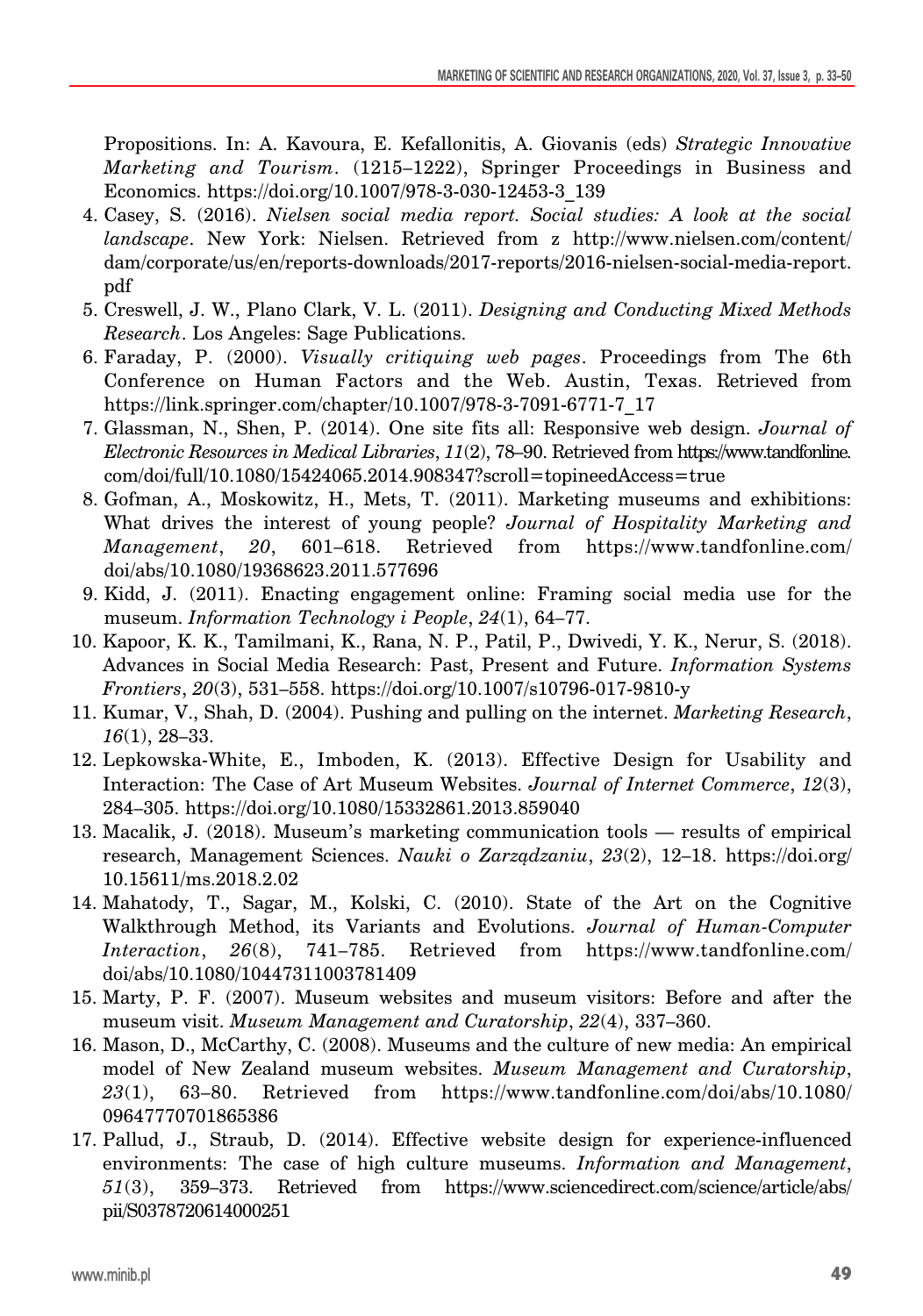Propositions. In: A. Kavoura, E. Kefallonitis, A. Giovanis (eds) *Strategic Innovative Marketing and Tourism*. (1215–1222), Springer Proceedings in Business and Economics. https://doi.org/10.1007/978-3-030-12453-3_139

4. Casey, S. (2016). *Nielsen social media report. Social studies: A look at the social landscape*. New York: Nielsen. Retrieved from z http://www.nielsen.com/content/dam/corporate/us/en/reports-downloads/2017-reports/2016-nielsen-social-media-report.pdf
5. Creswell, J. W., Plano Clark, V. L. (2011). *Designing and Conducting Mixed Methods Research*. Los Angeles: Sage Publications.
6. Faraday, P. (2000). *Visually critiquing web pages*. Proceedings from The 6th Conference on Human Factors and the Web. Austin, Texas. Retrieved from https://link.springer.com/chapter/10.1007/978-3-7091-6771-7_17
7. Glassman, N., Shen, P. (2014). One site fits all: Responsive web design. *Journal of Electronic Resources in Medical Libraries*, *11*(2), 78–90. Retrieved from https://www.tandfonline.com/doi/full/10.1080/15424065.2014.908347?scroll=topineedAccess=true
8. Gofman, A., Moskowitz, H., Mets, T. (2011). Marketing museums and exhibitions: What drives the interest of young people? *Journal of Hospitality Marketing and Management*, *20*, 601–618. Retrieved from https://www.tandfonline.com/doi/abs/10.1080/19368623.2011.577696
9. Kidd, J. (2011). Enacting engagement online: Framing social media use for the museum. *Information Technology i People*, *24*(1), 64–77.
10. Kapoor, K. K., Tamilmani, K., Rana, N. P., Patil, P., Dwivedi, Y. K., Nerur, S. (2018). Advances in Social Media Research: Past, Present and Future. *Information Systems Frontiers*, *20*(3), 531–558. https://doi.org/10.1007/s10796-017-9810-y
11. Kumar, V., Shah, D. (2004). Pushing and pulling on the internet. *Marketing Research*, *16*(1), 28–33.
12. Lepkowska-White, E., Imboden, K. (2013). Effective Design for Usability and Interaction: The Case of Art Museum Websites. *Journal of Internet Commerce*, *12*(3), 284–305. https://doi.org/10.1080/15332861.2013.859040
13. Macalik, J. (2018). Museum's marketing communication tools — results of empirical research, Management Sciences. *Nauki o Zarządzaniu*, *23*(2), 12–18. https://doi.org/10.15611/ms.2018.2.02
14. Mahatody, T., Sagar, M., Kolski, C. (2010). State of the Art on the Cognitive Walkthrough Method, its Variants and Evolutions. *Journal of Human-Computer Interaction*, *26*(8), 741–785. Retrieved from https://www.tandfonline.com/doi/abs/10.1080/10447311003781409
15. Marty, P. F. (2007). Museum websites and museum visitors: Before and after the museum visit. *Museum Management and Curatorship*, *22*(4), 337–360.
16. Mason, D., McCarthy, C. (2008). Museums and the culture of new media: An empirical model of New Zealand museum websites. *Museum Management and Curatorship*, *23*(1), 63–80. Retrieved from https://www.tandfonline.com/doi/abs/10.1080/09647770701865386
17. Pallud, J., Straub, D. (2014). Effective website design for experience-influenced environments: The case of high culture museums. *Information and Management*, *51*(3), 359–373. Retrieved from https://www.sciencedirect.com/science/article/abs/pii/S0378720614000251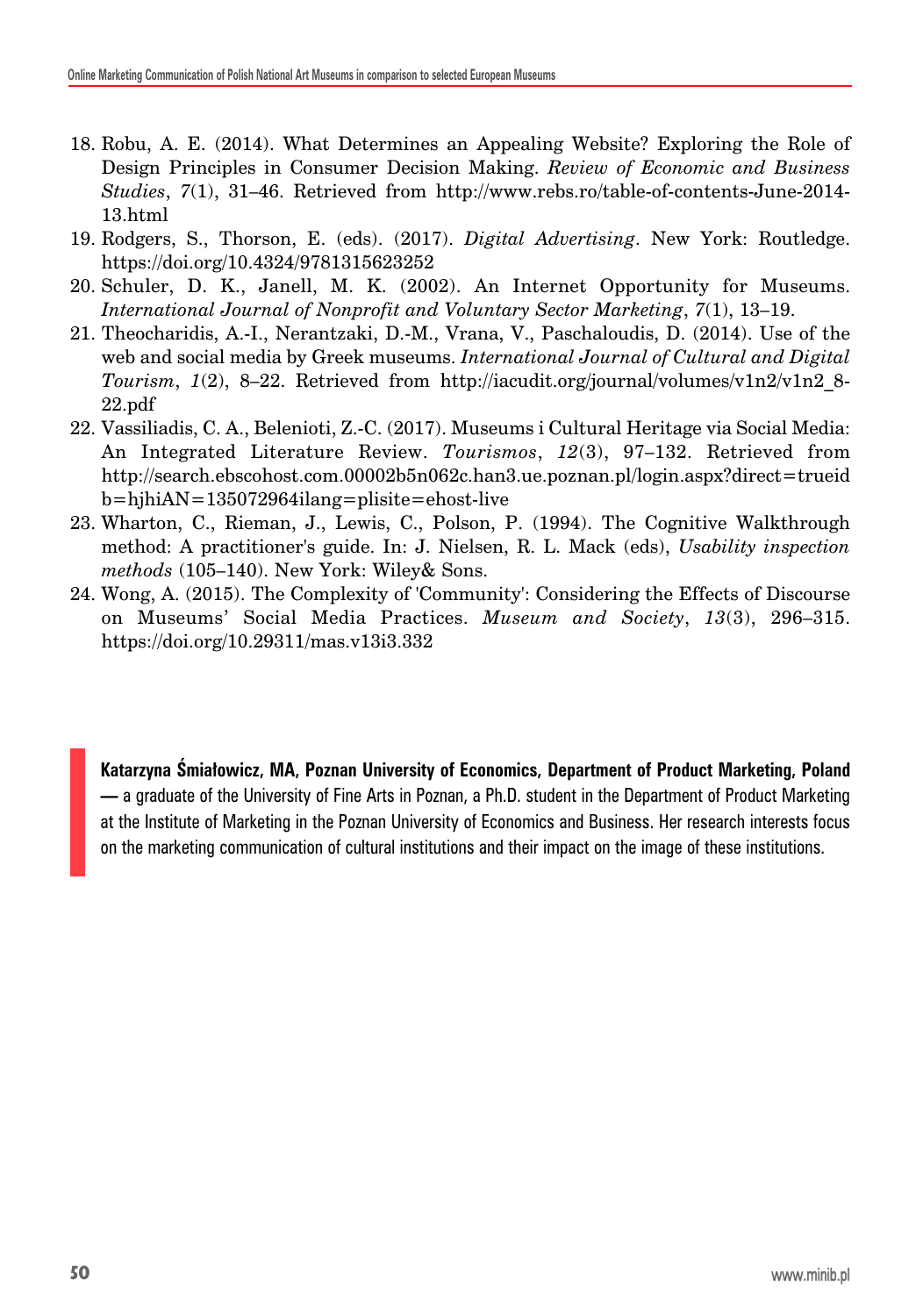18. Robu, A. E. (2014). What Determines an Appealing Website? Exploring the Role of Design Principles in Consumer Decision Making. *Review of Economic and Business Studies*, *7*(1), 31–46. Retrieved from http://www.rebs.ro/table-of-contents-June-2014-13.html
19. Rodgers, S., Thorson, E. (eds). (2017). *Digital Advertising*. New York: Routledge. https://doi.org/10.4324/9781315623252
20. Schuler, D. K., Janell, M. K. (2002). An Internet Opportunity for Museums. *International Journal of Nonprofit and Voluntary Sector Marketing*, *7*(1), 13–19.
21. Theocharidis, A.-I., Nerantzaki, D.-M., Vrana, V., Paschaloudis, D. (2014). Use of the web and social media by Greek museums. *International Journal of Cultural and Digital Tourism*, *1*(2), 8–22. Retrieved from http://iacudit.org/journal/volumes/v1n2/v1n2_8-22.pdf
22. Vassiliadis, C. A., Belenioti, Z.-C. (2017). Museums i Cultural Heritage via Social Media: An Integrated Literature Review. *Tourismos*, *12*(3), 97–132. Retrieved from http://search.ebscohost.com.00002b5n062c.han3.ue.poznan.pl/login.aspx?direct=trueidb=hjhiAN=135072964ilang=plisite=ehost-live
23. Wharton, C., Rieman, J., Lewis, C., Polson, P. (1994). The Cognitive Walkthrough method: A practitioner's guide. In: J. Nielsen, R. L. Mack (eds), *Usability inspection methods* (105–140). New York: Wiley& Sons.
24. Wong, A. (2015). The Complexity of 'Community': Considering the Effects of Discourse on Museums' Social Media Practices. *Museum and Society*, *13*(3), 296–315. https://doi.org/10.29311/mas.v13i3.332

**Katarzyna Śmiałowicz, MA, Poznan University of Economics, Department of Product Marketing, Poland —** a graduate of the University of Fine Arts in Poznan, a Ph.D. student in the Department of Product Marketing at the Institute of Marketing in the Poznan University of Economics and Business. Her research interests focus on the marketing communication of cultural institutions and their impact on the image of these institutions.